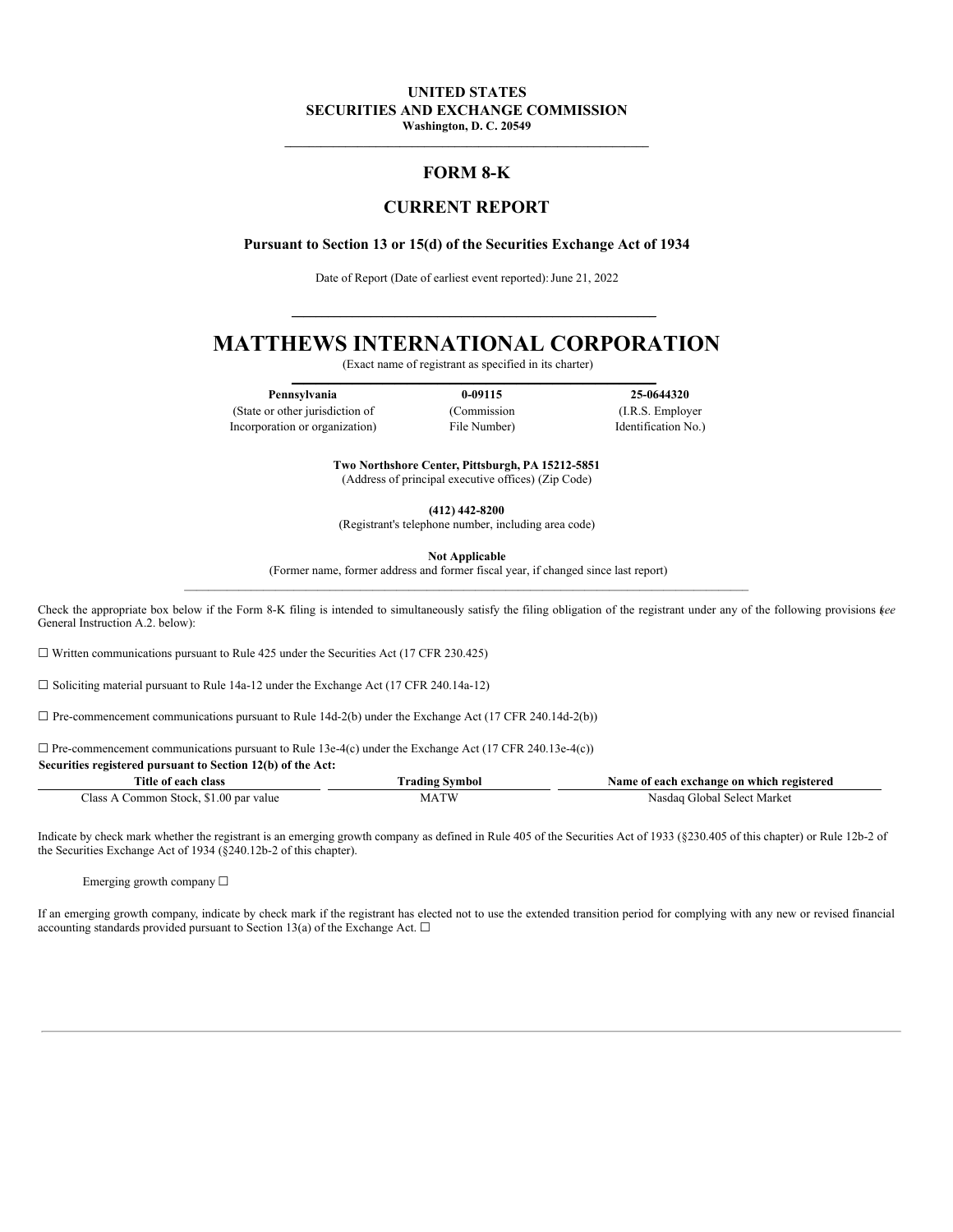**UNITED STATES**
**SECURITIES AND EXCHANGE COMMISSION**
**Washington, D. C. 20549**

# FORM 8-K

## CURRENT REPORT

**Pursuant to Section 13 or 15(d) of the Securities Exchange Act of 1934**

Date of Report (Date of earliest event reported): June 21, 2022

# MATTHEWS INTERNATIONAL CORPORATION

(Exact name of registrant as specified in its charter)

| **Pennsylvania** | **0-09115** | **25-0644320** |
|---|---|---|
| (State or other jurisdiction of Incorporation or organization) | (Commission File Number) | (I.R.S. Employer Identification No.) |

**Two Northshore Center, Pittsburgh, PA 15212-5851**
(Address of principal executive offices) (Zip Code)

**(412) 442-8200**
(Registrant's telephone number, including area code)

**Not Applicable**
(Former name, former address and former fiscal year, if changed since last report)

Check the appropriate box below if the Form 8-K filing is intended to simultaneously satisfy the filing obligation of the registrant under any of the following provisions (*see* General Instruction A.2. below):

☐ Written communications pursuant to Rule 425 under the Securities Act (17 CFR 230.425)

☐ Soliciting material pursuant to Rule 14a-12 under the Exchange Act (17 CFR 240.14a-12)

☐ Pre-commencement communications pursuant to Rule 14d-2(b) under the Exchange Act (17 CFR 240.14d-2(b))

☐ Pre-commencement communications pursuant to Rule 13e-4(c) under the Exchange Act (17 CFR 240.13e-4(c))

**Securities registered pursuant to Section 12(b) of the Act:**

| Title of each class | Trading Symbol | Name of each exchange on which registered |
|---|---|---|
| Class A Common Stock, $1.00 par value | MATW | Nasdaq Global Select Market |

Indicate by check mark whether the registrant is an emerging growth company as defined in Rule 405 of the Securities Act of 1933 (§230.405 of this chapter) or Rule 12b-2 of the Securities Exchange Act of 1934 (§240.12b-2 of this chapter).

Emerging growth company ☐

If an emerging growth company, indicate by check mark if the registrant has elected not to use the extended transition period for complying with any new or revised financial accounting standards provided pursuant to Section 13(a) of the Exchange Act. ☐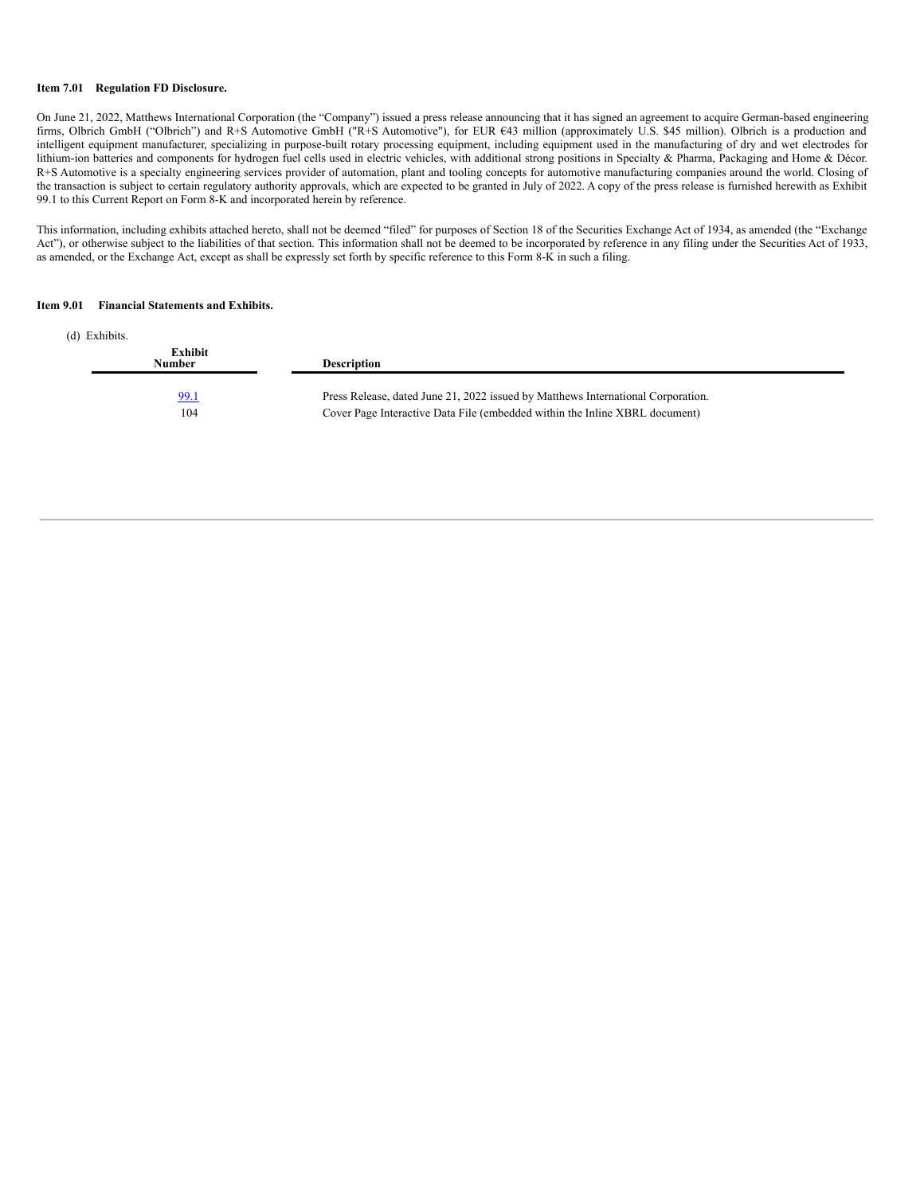**Item 7.01 Regulation FD Disclosure.**

On June 21, 2022, Matthews International Corporation (the "Company") issued a press release announcing that it has signed an agreement to acquire German-based engineering firms, Olbrich GmbH ("Olbrich") and R+S Automotive GmbH ("R+S Automotive"), for EUR €43 million (approximately U.S. $45 million). Olbrich is a production and intelligent equipment manufacturer, specializing in purpose-built rotary processing equipment, including equipment used in the manufacturing of dry and wet electrodes for lithium-ion batteries and components for hydrogen fuel cells used in electric vehicles, with additional strong positions in Specialty & Pharma, Packaging and Home & Décor. R+S Automotive is a specialty engineering services provider of automation, plant and tooling concepts for automotive manufacturing companies around the world. Closing of the transaction is subject to certain regulatory authority approvals, which are expected to be granted in July of 2022. A copy of the press release is furnished herewith as Exhibit 99.1 to this Current Report on Form 8-K and incorporated herein by reference.

This information, including exhibits attached hereto, shall not be deemed "filed" for purposes of Section 18 of the Securities Exchange Act of 1934, as amended (the "Exchange Act"), or otherwise subject to the liabilities of that section. This information shall not be deemed to be incorporated by reference in any filing under the Securities Act of 1933, as amended, or the Exchange Act, except as shall be expressly set forth by specific reference to this Form 8-K in such a filing.

**Item 9.01 Financial Statements and Exhibits.**

(d) Exhibits.

| Exhibit Number | Description |
|---|---|
| 99.1 | Press Release, dated June 21, 2022 issued by Matthews International Corporation. |
| 104 | Cover Page Interactive Data File (embedded within the Inline XBRL document) |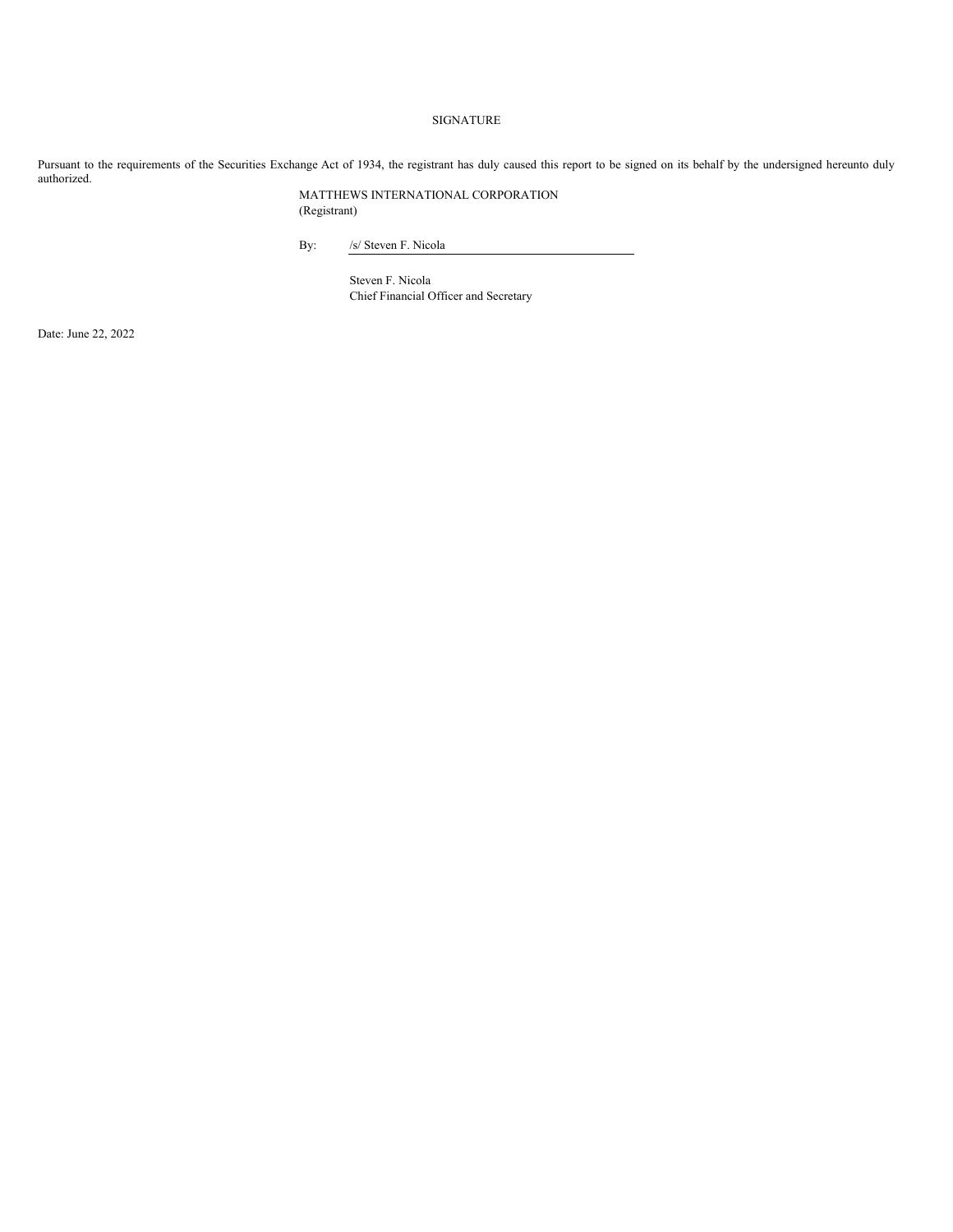SIGNATURE

Pursuant to the requirements of the Securities Exchange Act of 1934, the registrant has duly caused this report to be signed on its behalf by the undersigned hereunto duly authorized.

MATTHEWS INTERNATIONAL CORPORATION
(Registrant)

By: /s/ Steven F. Nicola

Steven F. Nicola
Chief Financial Officer and Secretary

Date: June 22, 2022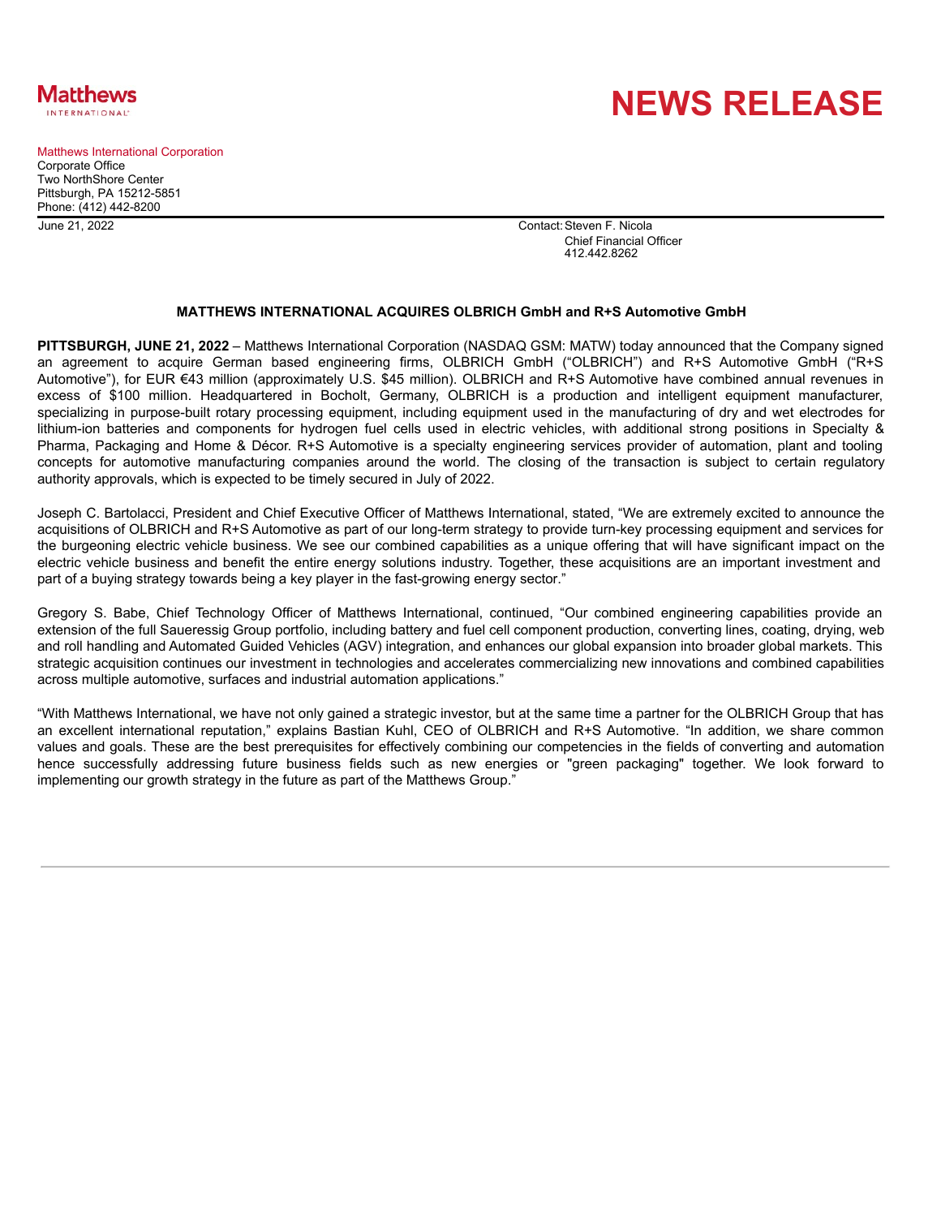Matthews INTERNATIONAL

# NEWS RELEASE

Matthews International Corporation
Corporate Office
Two NorthShore Center
Pittsburgh, PA 15212-5851
Phone: (412) 442-8200

June 21, 2022

Contact: Steven F. Nicola
Chief Financial Officer
412.442.8262

**MATTHEWS INTERNATIONAL ACQUIRES OLBRICH GmbH and R+S Automotive GmbH**

**PITTSBURGH, JUNE 21, 2022** – Matthews International Corporation (NASDAQ GSM: MATW) today announced that the Company signed an agreement to acquire German based engineering firms, OLBRICH GmbH ("OLBRICH") and R+S Automotive GmbH ("R+S Automotive"), for EUR €43 million (approximately U.S. $45 million). OLBRICH and R+S Automotive have combined annual revenues in excess of $100 million. Headquartered in Bocholt, Germany, OLBRICH is a production and intelligent equipment manufacturer, specializing in purpose-built rotary processing equipment, including equipment used in the manufacturing of dry and wet electrodes for lithium-ion batteries and components for hydrogen fuel cells used in electric vehicles, with additional strong positions in Specialty & Pharma, Packaging and Home & Décor. R+S Automotive is a specialty engineering services provider of automation, plant and tooling concepts for automotive manufacturing companies around the world. The closing of the transaction is subject to certain regulatory authority approvals, which is expected to be timely secured in July of 2022.

Joseph C. Bartolacci, President and Chief Executive Officer of Matthews International, stated, "We are extremely excited to announce the acquisitions of OLBRICH and R+S Automotive as part of our long-term strategy to provide turn-key processing equipment and services for the burgeoning electric vehicle business. We see our combined capabilities as a unique offering that will have significant impact on the electric vehicle business and benefit the entire energy solutions industry. Together, these acquisitions are an important investment and part of a buying strategy towards being a key player in the fast-growing energy sector."

Gregory S. Babe, Chief Technology Officer of Matthews International, continued, "Our combined engineering capabilities provide an extension of the full Saueressig Group portfolio, including battery and fuel cell component production, converting lines, coating, drying, web and roll handling and Automated Guided Vehicles (AGV) integration, and enhances our global expansion into broader global markets. This strategic acquisition continues our investment in technologies and accelerates commercializing new innovations and combined capabilities across multiple automotive, surfaces and industrial automation applications."

"With Matthews International, we have not only gained a strategic investor, but at the same time a partner for the OLBRICH Group that has an excellent international reputation," explains Bastian Kuhl, CEO of OLBRICH and R+S Automotive. "In addition, we share common values and goals. These are the best prerequisites for effectively combining our competencies in the fields of converting and automation hence successfully addressing future business fields such as new energies or "green packaging" together. We look forward to implementing our growth strategy in the future as part of the Matthews Group."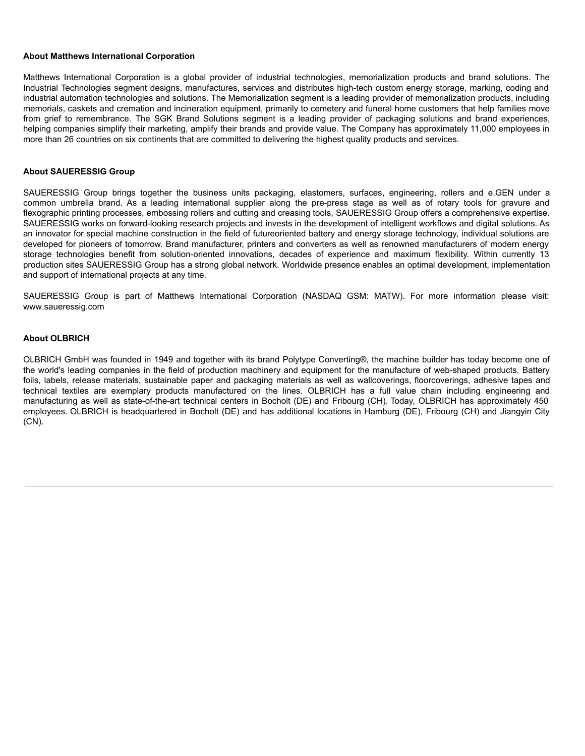**About Matthews International Corporation**

Matthews International Corporation is a global provider of industrial technologies, memorialization products and brand solutions. The Industrial Technologies segment designs, manufactures, services and distributes high-tech custom energy storage, marking, coding and industrial automation technologies and solutions. The Memorialization segment is a leading provider of memorialization products, including memorials, caskets and cremation and incineration equipment, primarily to cemetery and funeral home customers that help families move from grief to remembrance. The SGK Brand Solutions segment is a leading provider of packaging solutions and brand experiences, helping companies simplify their marketing, amplify their brands and provide value. The Company has approximately 11,000 employees in more than 26 countries on six continents that are committed to delivering the highest quality products and services.

**About SAUERESSIG Group**

SAUERESSIG Group brings together the business units packaging, elastomers, surfaces, engineering, rollers and e.GEN under a common umbrella brand. As a leading international supplier along the pre-press stage as well as of rotary tools for gravure and flexographic printing processes, embossing rollers and cutting and creasing tools, SAUERESSIG Group offers a comprehensive expertise. SAUERESSIG works on forward-looking research projects and invests in the development of intelligent workflows and digital solutions. As an innovator for special machine construction in the field of futureoriented battery and energy storage technology, individual solutions are developed for pioneers of tomorrow. Brand manufacturer, printers and converters as well as renowned manufacturers of modern energy storage technologies benefit from solution-oriented innovations, decades of experience and maximum flexibility. Within currently 13 production sites SAUERESSIG Group has a strong global network. Worldwide presence enables an optimal development, implementation and support of international projects at any time.

SAUERESSIG Group is part of Matthews International Corporation (NASDAQ GSM: MATW). For more information please visit: www.saueressig.com

**About OLBRICH**

OLBRICH GmbH was founded in 1949 and together with its brand Polytype Converting®, the machine builder has today become one of the world's leading companies in the field of production machinery and equipment for the manufacture of web-shaped products. Battery foils, labels, release materials, sustainable paper and packaging materials as well as wallcoverings, floorcoverings, adhesive tapes and technical textiles are exemplary products manufactured on the lines. OLBRICH has a full value chain including engineering and manufacturing as well as state-of-the-art technical centers in Bocholt (DE) and Fribourg (CH). Today, OLBRICH has approximately 450 employees. OLBRICH is headquartered in Bocholt (DE) and has additional locations in Hamburg (DE), Fribourg (CH) and Jiangyin City (CN).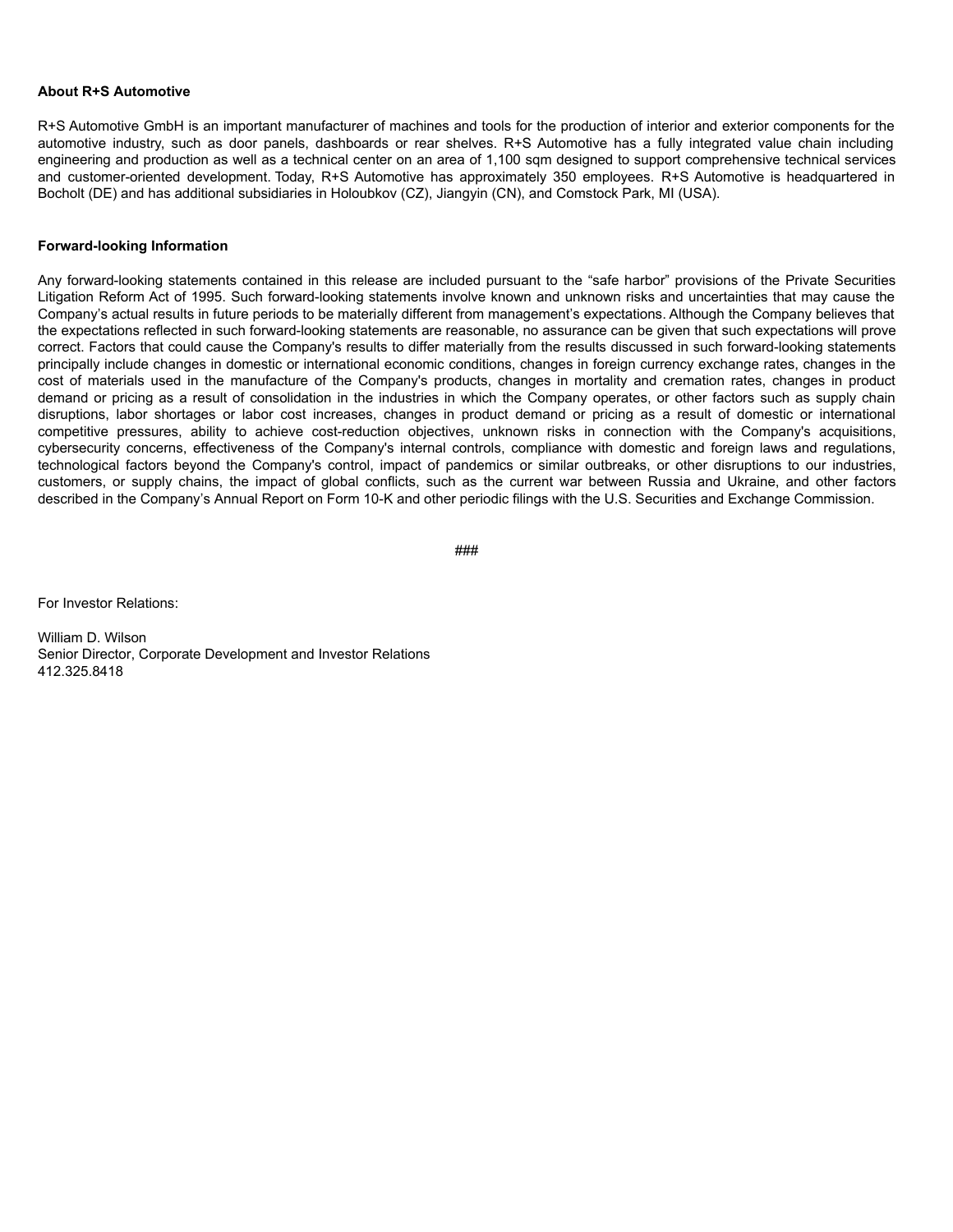**About R+S Automotive**

R+S Automotive GmbH is an important manufacturer of machines and tools for the production of interior and exterior components for the automotive industry, such as door panels, dashboards or rear shelves. R+S Automotive has a fully integrated value chain including engineering and production as well as a technical center on an area of 1,100 sqm designed to support comprehensive technical services and customer-oriented development. Today, R+S Automotive has approximately 350 employees. R+S Automotive is headquartered in Bocholt (DE) and has additional subsidiaries in Holoubkov (CZ), Jiangyin (CN), and Comstock Park, MI (USA).

**Forward-looking Information**

Any forward-looking statements contained in this release are included pursuant to the “safe harbor” provisions of the Private Securities Litigation Reform Act of 1995. Such forward-looking statements involve known and unknown risks and uncertainties that may cause the Company’s actual results in future periods to be materially different from management’s expectations. Although the Company believes that the expectations reflected in such forward-looking statements are reasonable, no assurance can be given that such expectations will prove correct. Factors that could cause the Company's results to differ materially from the results discussed in such forward-looking statements principally include changes in domestic or international economic conditions, changes in foreign currency exchange rates, changes in the cost of materials used in the manufacture of the Company's products, changes in mortality and cremation rates, changes in product demand or pricing as a result of consolidation in the industries in which the Company operates, or other factors such as supply chain disruptions, labor shortages or labor cost increases, changes in product demand or pricing as a result of domestic or international competitive pressures, ability to achieve cost-reduction objectives, unknown risks in connection with the Company's acquisitions, cybersecurity concerns, effectiveness of the Company's internal controls, compliance with domestic and foreign laws and regulations, technological factors beyond the Company's control, impact of pandemics or similar outbreaks, or other disruptions to our industries, customers, or supply chains, the impact of global conflicts, such as the current war between Russia and Ukraine, and other factors described in the Company’s Annual Report on Form 10-K and other periodic filings with the U.S. Securities and Exchange Commission.

###

For Investor Relations:

William D. Wilson
Senior Director, Corporate Development and Investor Relations
412.325.8418